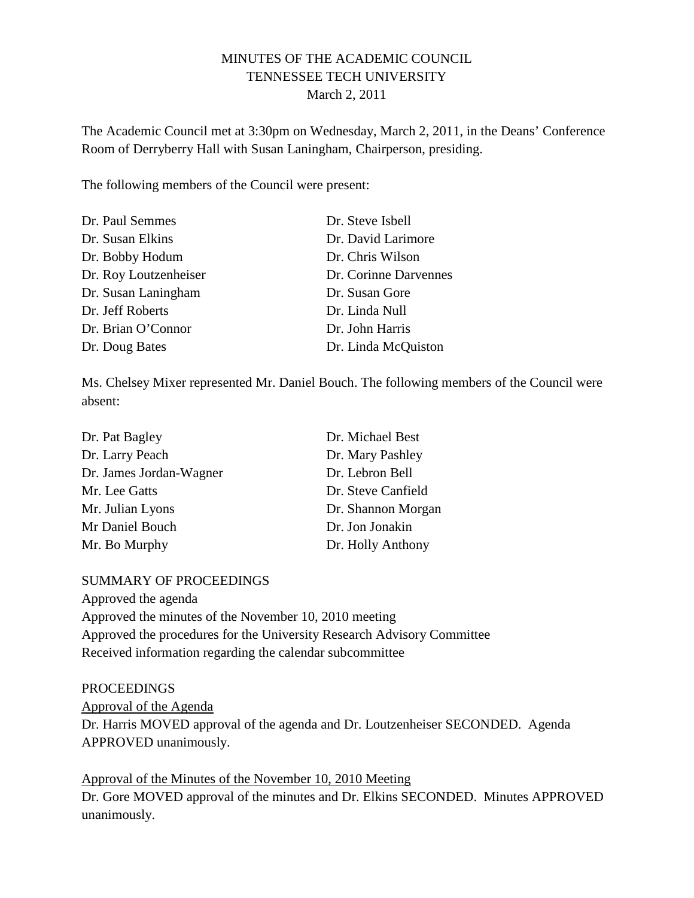# MINUTES OF THE ACADEMIC COUNCIL
## TENNESSEE TECH UNIVERSITY
### March 2, 2011

The Academic Council met at 3:30pm on Wednesday, March 2, 2011, in the Deans' Conference Room of Derryberry Hall with Susan Laningham, Chairperson, presiding.

The following members of the Council were present:

Dr. Paul Semmes
Dr. Susan Elkins
Dr. Bobby Hodum
Dr. Roy Loutzenheiser
Dr. Susan Laningham
Dr. Jeff Roberts
Dr. Brian O'Connor
Dr. Doug Bates
Dr. Steve Isbell
Dr. David Larimore
Dr. Chris Wilson
Dr. Corinne Darvennes
Dr. Susan Gore
Dr. Linda Null
Dr. John Harris
Dr. Linda McQuiston

Ms. Chelsey Mixer represented Mr. Daniel Bouch. The following members of the Council were absent:

Dr. Pat Bagley
Dr. Larry Peach
Dr. James Jordan-Wagner
Mr. Lee Gatts
Mr. Julian Lyons
Mr Daniel Bouch
Mr. Bo Murphy
Dr. Michael Best
Dr. Mary Pashley
Dr. Lebron Bell
Dr. Steve Canfield
Dr. Shannon Morgan
Dr. Jon Jonakin
Dr. Holly Anthony

SUMMARY OF PROCEEDINGS

Approved the agenda
Approved the minutes of the November 10, 2010 meeting
Approved the procedures for the University Research Advisory Committee
Received information regarding the calendar subcommittee

PROCEEDINGS

Approval of the Agenda

Dr. Harris MOVED approval of the agenda and Dr. Loutzenheiser SECONDED. Agenda APPROVED unanimously.

Approval of the Minutes of the November 10, 2010 Meeting

Dr. Gore MOVED approval of the minutes and Dr. Elkins SECONDED. Minutes APPROVED unanimously.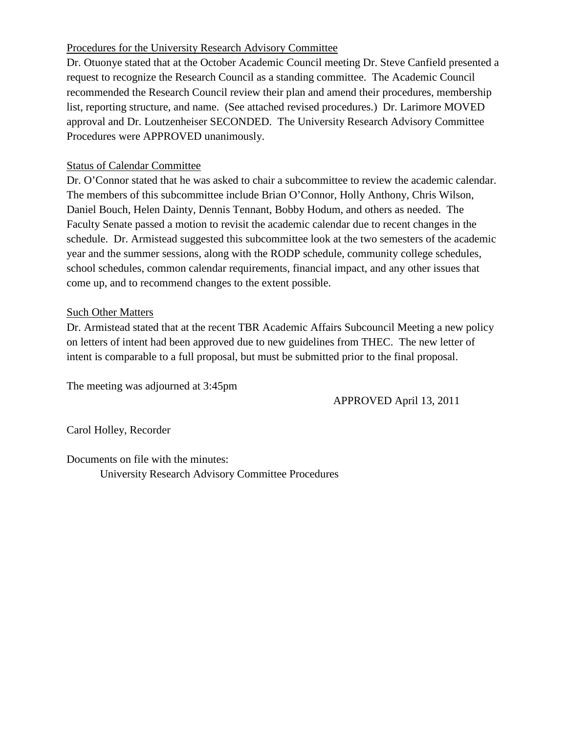<u>Procedures for the University Research Advisory Committee</u>

Dr. Otuonye stated that at the October Academic Council meeting Dr. Steve Canfield presented a request to recognize the Research Council as a standing committee. The Academic Council recommended the Research Council review their plan and amend their procedures, membership list, reporting structure, and name. (See attached revised procedures.) Dr. Larimore MOVED approval and Dr. Loutzenheiser SECONDED. The University Research Advisory Committee Procedures were APPROVED unanimously.

<u>Status of Calendar Committee</u>

Dr. O'Connor stated that he was asked to chair a subcommittee to review the academic calendar. The members of this subcommittee include Brian O'Connor, Holly Anthony, Chris Wilson, Daniel Bouch, Helen Dainty, Dennis Tennant, Bobby Hodum, and others as needed. The Faculty Senate passed a motion to revisit the academic calendar due to recent changes in the schedule. Dr. Armistead suggested this subcommittee look at the two semesters of the academic year and the summer sessions, along with the RODP schedule, community college schedules, school schedules, common calendar requirements, financial impact, and any other issues that come up, and to recommend changes to the extent possible.

<u>Such Other Matters</u>

Dr. Armistead stated that at the recent TBR Academic Affairs Subcouncil Meeting a new policy on letters of intent had been approved due to new guidelines from THEC. The new letter of intent is comparable to a full proposal, but must be submitted prior to the final proposal.

The meeting was adjourned at 3:45pm

APPROVED April 13, 2011

Carol Holley, Recorder

Documents on file with the minutes:

University Research Advisory Committee Procedures